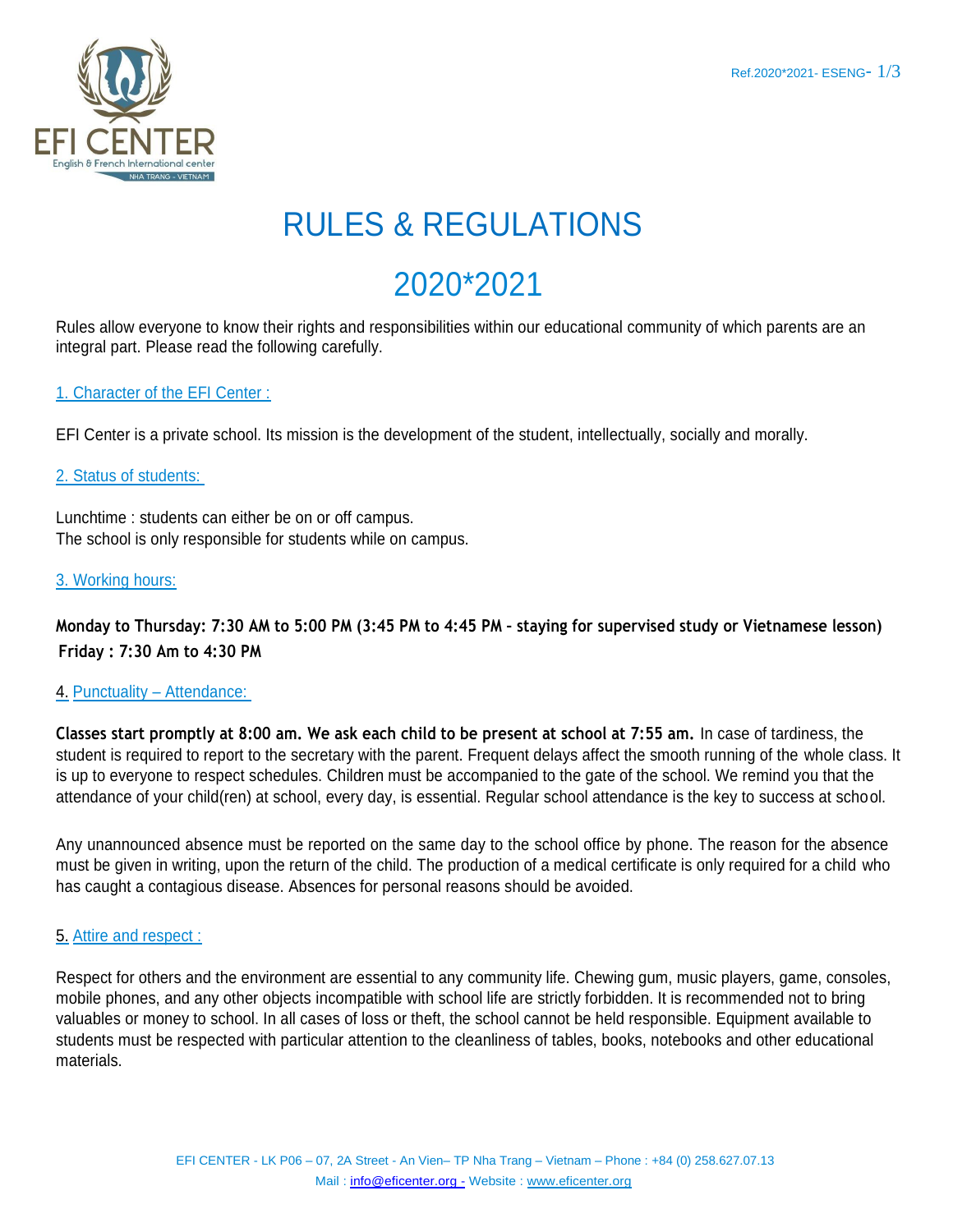# RULES & REGULATIONS

# 2020*2021

Rules allow everyone to know their rights and responsibilities within our educational community of which parents are an integral part. Please read the following carefully.

## 1. Character of the EFI Center :

EFI Center is a private school. Its mission is the development of the student, intellectually, socially and morally.

## 2. Status of students:

Lunchtime : students can either be on or off campus.
The school is only responsible for students while on campus.

## 3. Working hours:

**Monday to Thursday: 7:30 AM to 5:00 PM (3:45 PM to 4:45 PM – staying for supervised study or Vietnamese lesson)**
**Friday : 7:30 Am to 4:30 PM**

## 4. Punctuality – Attendance:

**Classes start promptly at 8:00 am. We ask each child to be present at school at 7:55 am.** In case of tardiness, the student is required to report to the secretary with the parent. Frequent delays affect the smooth running of the whole class. It is up to everyone to respect schedules. Children must be accompanied to the gate of the school. We remind you that the attendance of your child(ren) at school, every day, is essential. Regular school attendance is the key to success at school.

Any unannounced absence must be reported on the same day to the school office by phone. The reason for the absence must be given in writing, upon the return of the child. The production of a medical certificate is only required for a child who has caught a contagious disease. Absences for personal reasons should be avoided.

## 5. Attire and respect :

Respect for others and the environment are essential to any community life. Chewing gum, music players, game, consoles, mobile phones, and any other objects incompatible with school life are strictly forbidden. It is recommended not to bring valuables or money to school. In all cases of loss or theft, the school cannot be held responsible. Equipment available to students must be respected with particular attention to the cleanliness of tables, books, notebooks and other educational materials.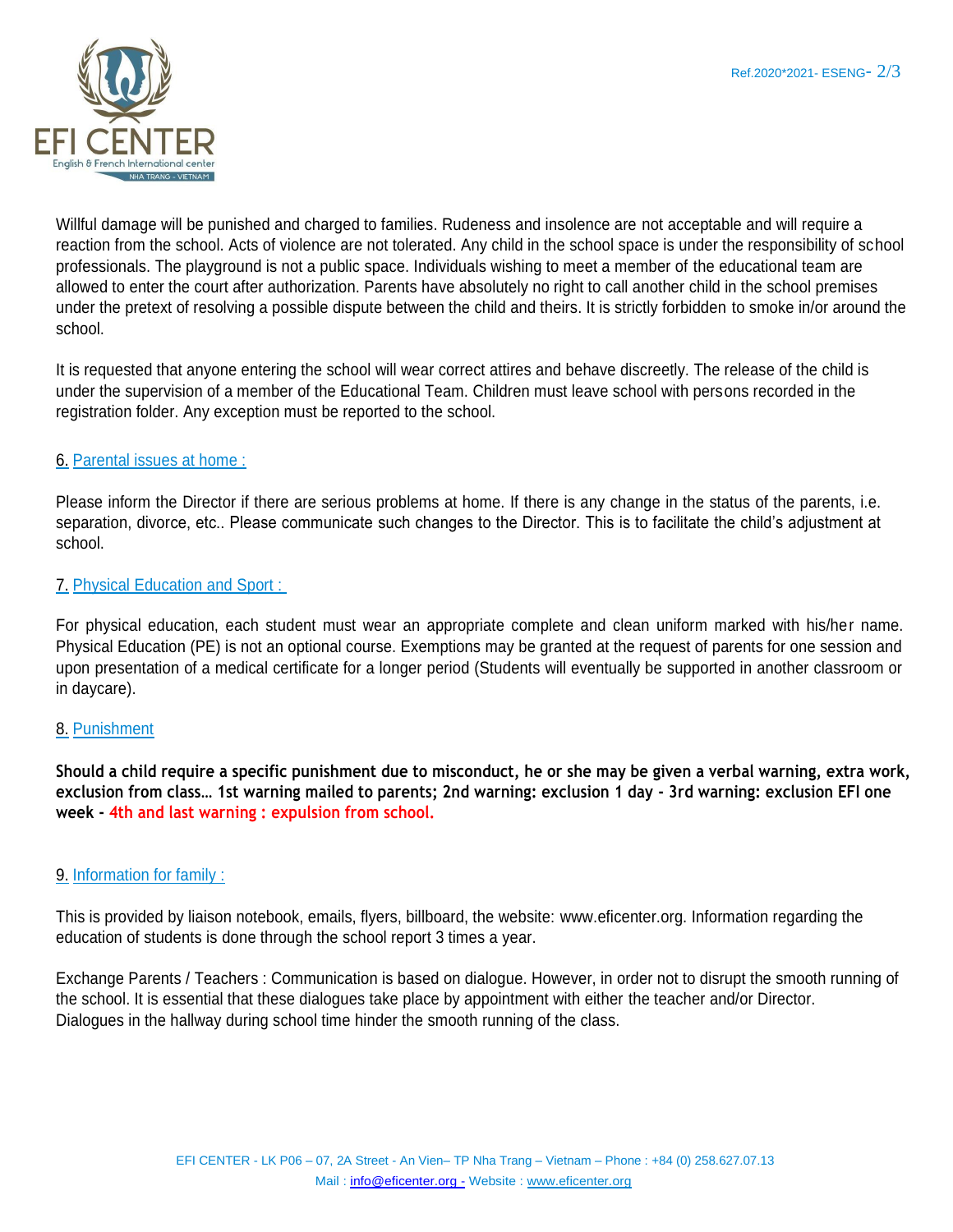Willful damage will be punished and charged to families. Rudeness and insolence are not acceptable and will require a reaction from the school. Acts of violence are not tolerated. Any child in the school space is under the responsibility of school professionals. The playground is not a public space. Individuals wishing to meet a member of the educational team are allowed to enter the court after authorization. Parents have absolutely no right to call another child in the school premises under the pretext of resolving a possible dispute between the child and theirs. It is strictly forbidden to smoke in/or around the school.

It is requested that anyone entering the school will wear correct attires and behave discreetly. The release of the child is under the supervision of a member of the Educational Team. Children must leave school with persons recorded in the registration folder. Any exception must be reported to the school.

## 6. Parental issues at home :

Please inform the Director if there are serious problems at home. If there is any change in the status of the parents, i.e. separation, divorce, etc.. Please communicate such changes to the Director. This is to facilitate the child's adjustment at school.

## 7. Physical Education and Sport :

For physical education, each student must wear an appropriate complete and clean uniform marked with his/her name. Physical Education (PE) is not an optional course. Exemptions may be granted at the request of parents for one session and upon presentation of a medical certificate for a longer period (Students will eventually be supported in another classroom or in daycare).

## 8. Punishment

**Should a child require a specific punishment due to misconduct, he or she may be given a verbal warning, extra work, exclusion from class… 1st warning mailed to parents; 2nd warning: exclusion 1 day - 3rd warning: exclusion EFI one week - 4th and last warning : expulsion from school.**

## 9. Information for family :

This is provided by liaison notebook, emails, flyers, billboard, the website: www.eficenter.org. Information regarding the education of students is done through the school report 3 times a year.

Exchange Parents / Teachers : Communication is based on dialogue. However, in order not to disrupt the smooth running of the school. It is essential that these dialogues take place by appointment with either the teacher and/or Director. Dialogues in the hallway during school time hinder the smooth running of the class.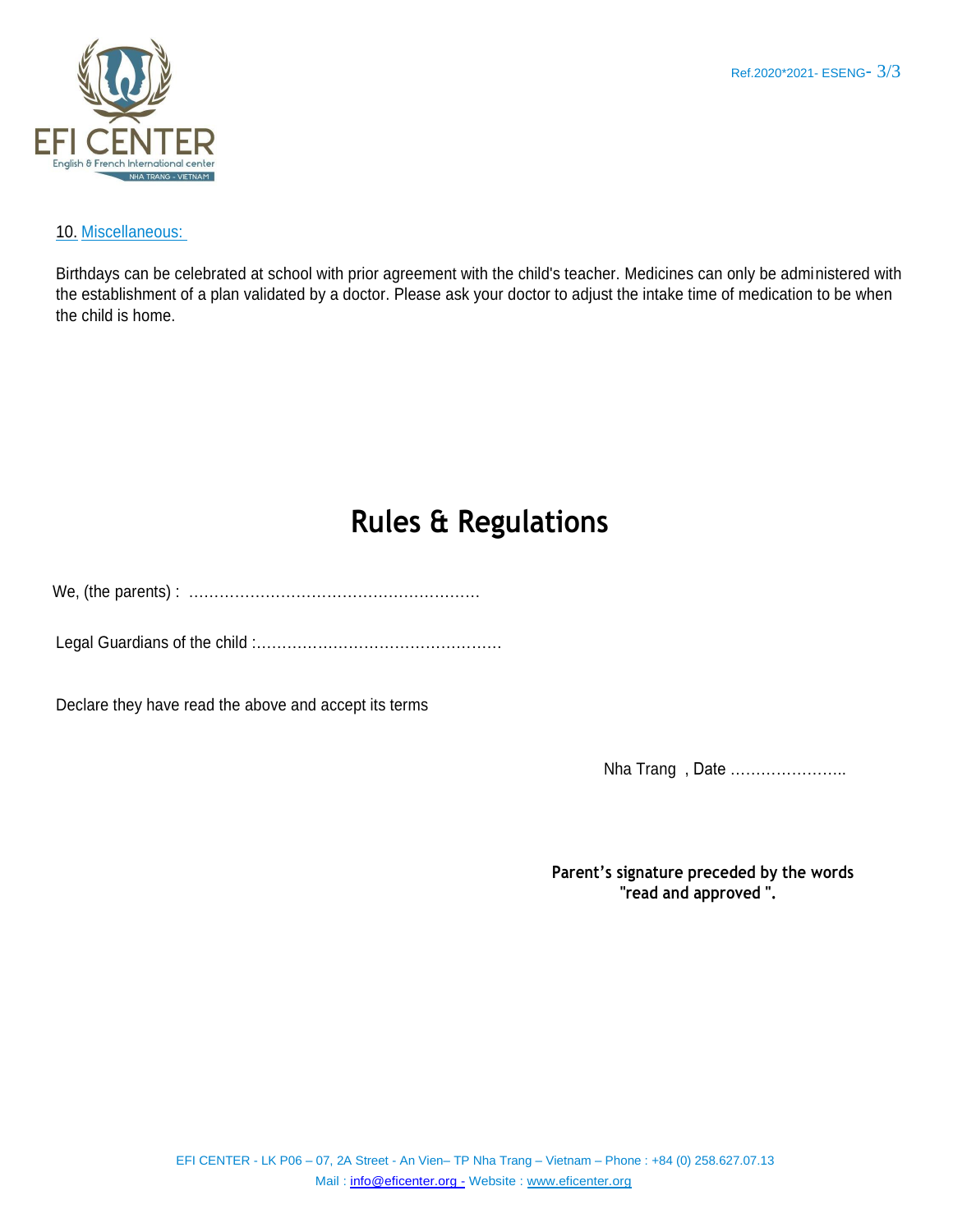10. Miscellaneous:

Birthdays can be celebrated at school with prior agreement with the child's teacher. Medicines can only be administered with the establishment of a plan validated by a doctor. Please ask your doctor to adjust the intake time of medication to be when the child is home.

# Rules & Regulations

We, (the parents) : ………………………………………………

Legal Guardians of the child :…………………………………………

Declare they have read the above and accept its terms

Nha Trang , Date …………………..

**Parent's signature preceded by the words "read and approved ".**

EFI CENTER - LK P06 – 07, 2A Street - An Vien– TP Nha Trang – Vietnam – Phone : +84 (0) 258.627.07.13
Mail : info@eficenter.org - Website : www.eficenter.org